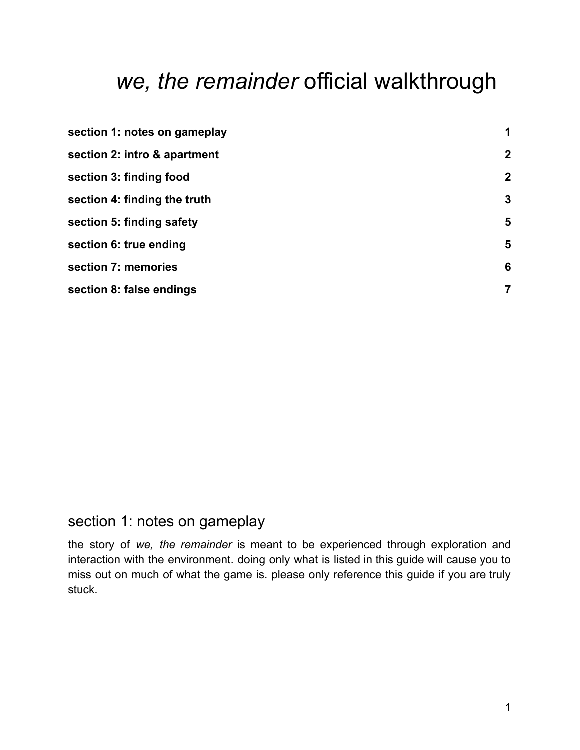# *we, the remainder* official walkthrough

| | |
|---|---|
| **section 1: notes on gameplay** | **1** |
| **section 2: intro & apartment** | **2** |
| **section 3: finding food** | **2** |
| **section 4: finding the truth** | **3** |
| **section 5: finding safety** | **5** |
| **section 6: true ending** | **5** |
| **section 7: memories** | **6** |
| **section 8: false endings** | **7** |

## section 1: notes on gameplay

the story of *we, the remainder* is meant to be experienced through exploration and interaction with the environment. doing only what is listed in this guide will cause you to miss out on much of what the game is. please only reference this guide if you are truly stuck.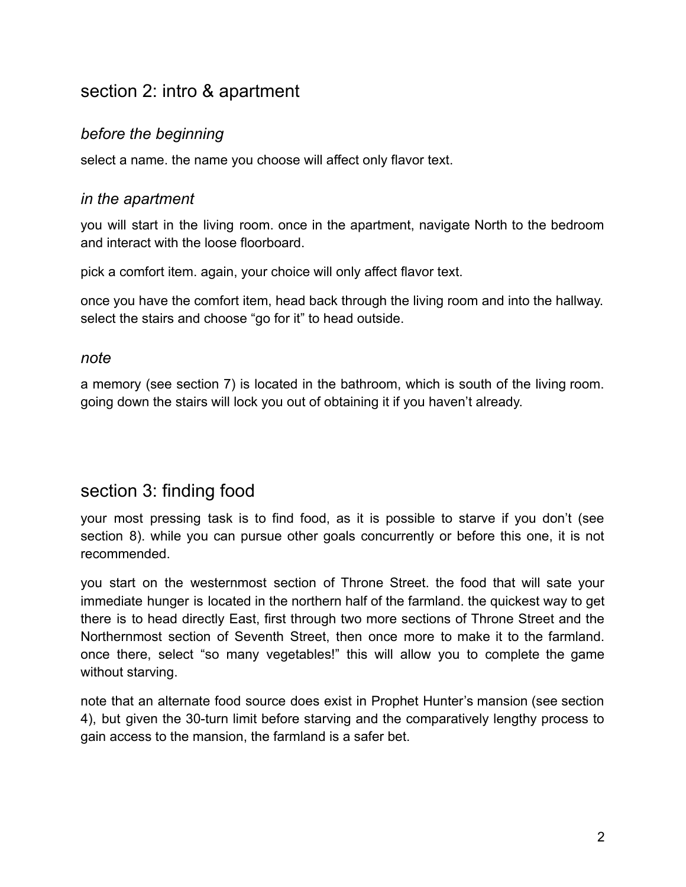## section 2: intro & apartment

### *before the beginning*

select a name. the name you choose will affect only flavor text.

### *in the apartment*

you will start in the living room. once in the apartment, navigate North to the bedroom and interact with the loose floorboard.

pick a comfort item. again, your choice will only affect flavor text.

once you have the comfort item, head back through the living room and into the hallway. select the stairs and choose "go for it" to head outside.

### *note*

a memory (see section 7) is located in the bathroom, which is south of the living room. going down the stairs will lock you out of obtaining it if you haven't already.

## section 3: finding food

your most pressing task is to find food, as it is possible to starve if you don't (see section 8). while you can pursue other goals concurrently or before this one, it is not recommended.

you start on the westernmost section of Throne Street. the food that will sate your immediate hunger is located in the northern half of the farmland. the quickest way to get there is to head directly East, first through two more sections of Throne Street and the Northernmost section of Seventh Street, then once more to make it to the farmland. once there, select "so many vegetables!" this will allow you to complete the game without starving.

note that an alternate food source does exist in Prophet Hunter's mansion (see section 4), but given the 30-turn limit before starving and the comparatively lengthy process to gain access to the mansion, the farmland is a safer bet.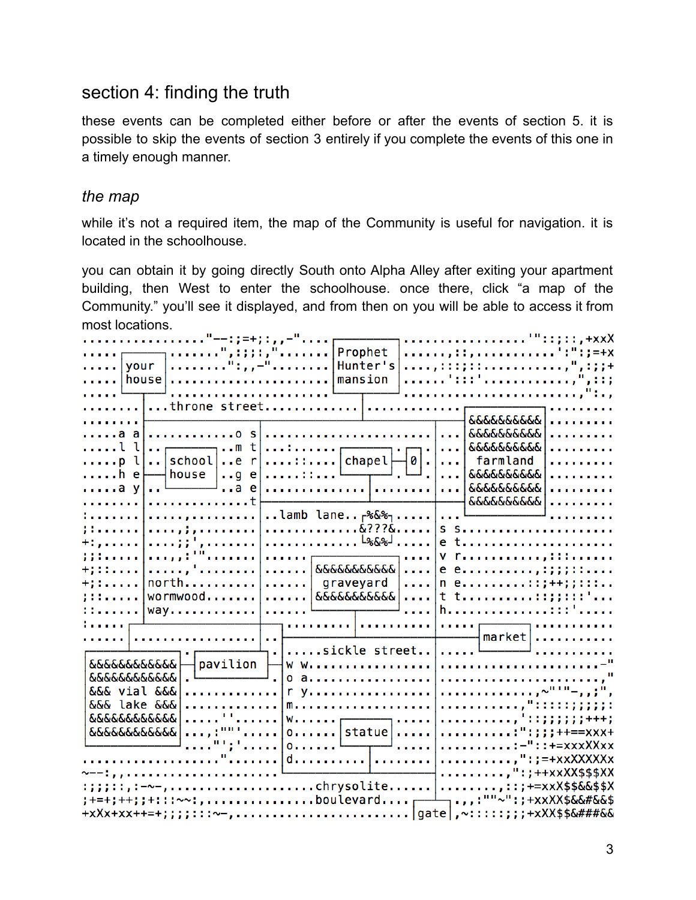## section 4: finding the truth

these events can be completed either before or after the events of section 5. it is possible to skip the events of section 3 entirely if you complete the events of this one in a timely enough manner.

### *the map*

while it's not a required item, the map of the Community is useful for navigation. it is located in the schoolhouse.

you can obtain it by going directly South onto Alpha Alley after exiting your apartment building, then West to enter the schoolhouse. once there, click "a map of the Community." you'll see it displayed, and from then on you will be able to access it from most locations.

```
................"--:;=+;:,,-"....┌─────────┐................'"::;::,+xxX
.....┌─────┐.......",;;;:,"......│Prophet  │......,::,..........':";=+x
.....│your │........":,,-".......│Hunter's │....,:::;::..........,",::;+
.....│house│.....................│mansion  │......':::'...........,",::;
.....└──┬──┘.....................└────┬────┘.......................,":.,
........│...throne street.............│............┌─────────┐........
........├─────────────────┬───────────┴───────────┬──┤&&&&&&&&&│........
.....a a│............o s  │.......................│..│&&&&&&&&&│........
.....l l│..┌──────┐..m t  │...:......┌──────┐┌─┐..│..│&&&&&&&&&│........
.....p l│..│school│..e r  │....::....│chapel├┤0│..│..│farmland │........
.....h e├──┤house │..g e  │.....::...└──┬───┘└─┘..│..│&&&&&&&&&│........
.....a y│..└──────┘..a e  │.............│.........│..│&&&&&&&&&│........
........│.............t   ├─────────────┴─────────┤..│&&&&&&&&&│........
:.......│.....,.........  │..lamb lane..┌%&%┐.....│..└─────────┘........
;:......│....,;,........  │.............&???&.....│s s...................
+:,.....│....;;',.......  │.............└%&%┘.....│e t...................
;;:.....│....,,:'"......  │.....┌──────────┐......│v r...........,:::.....
+;::....│.....,'........  │.....│&&&&&&&&&&│......│e e..........,;;;;::...
+;:.....│north..........  │.....│graveyard │......│n e.........::;++;;:::..
;::.....│wormwood.......  │.....│&&&&&&&&&&│......│t t.........::;;:::'...
::......│way............  │.....└────┬─────┘......│h..............:::'....
:.....┌─┴─────────────────┤..........│............│.......┌──────┐.......
......│.................  │..┌───────┴────────────┼───────┤market│.......
┌───────────┐...┌─────────┴─┐│.....sickle street..│.......└──────┘.......
│&&&&&&&&&&&├───┤pavilion   ├┤w w.................│.....................-"
│&&&&&&&&&&&│...└───────────┘│o a.................│....................,"
│&&& vial &&&│...............│r y.................│.............,~"'"-,,;",
│&&& lake &&&│...............│m...................│............,":::::;;;;;:
│&&&&&&&&&&&│.....''.........│w......┌──────┐.....│...........,':;;;;;;+++;
│&&&&&&&&&&&│....,:""'.......│o......│statue│.....│..........:";;;;++==xxx+
└───────────┘.....";'........│o......└──┬───┘.....│..........:-"::+=xxxXXxx
...................".........│d.........│.........│.........,":;=+xxXXXXXx
~--:,,.......................└──────────┴─────────┤.........,":;++xxXX$$$XX
:;;;::,:-~-,...................chrysolite.........│........,::;+=xxX$$&&$$X
;+=+;++;;+:::~~:,..............boulevard.......┌──┴─┐..,,;""~":;+xxXX$$&&#&&$
+xXx+xx++=+;;;;:::~-,..........................│gate│,~::::;;;+xXX$$&###&&
```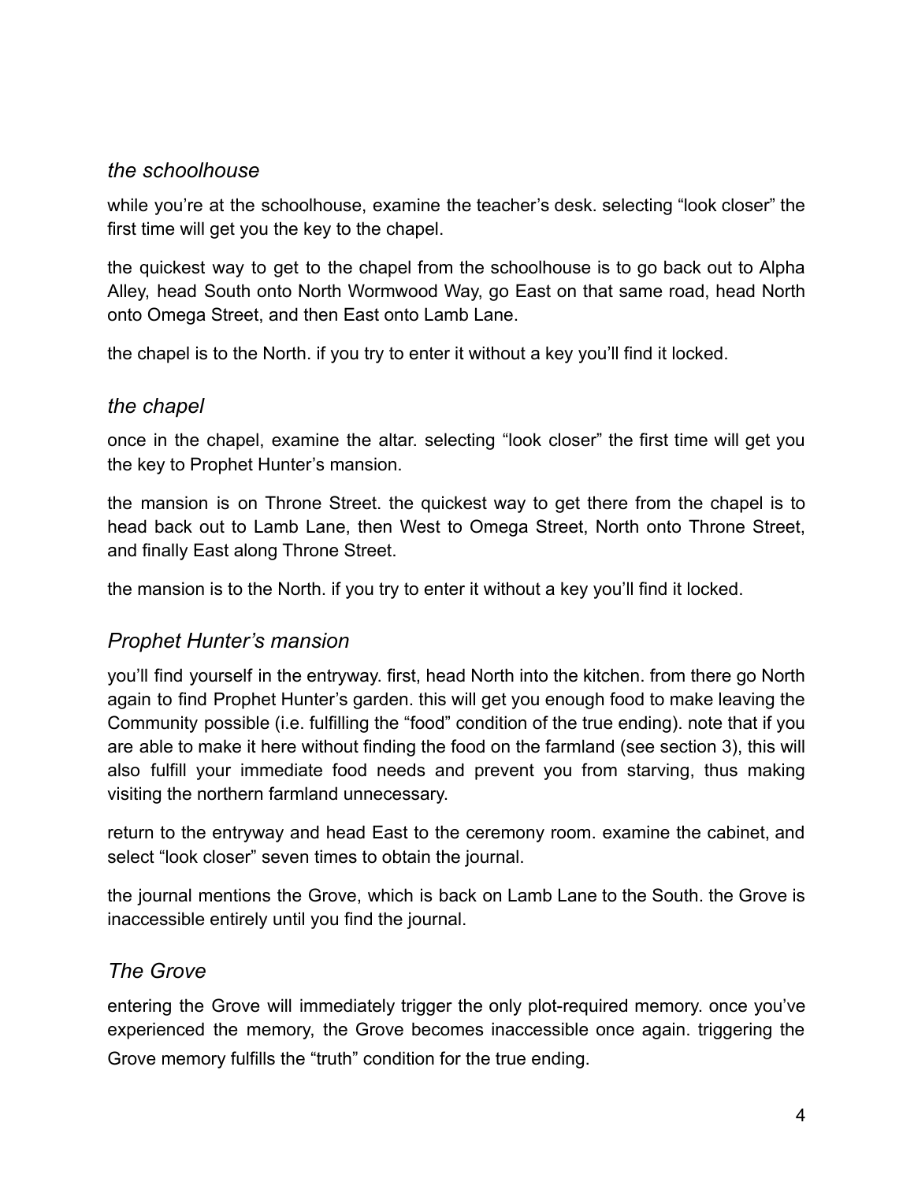## *the schoolhouse*

while you're at the schoolhouse, examine the teacher's desk. selecting "look closer" the first time will get you the key to the chapel.

the quickest way to get to the chapel from the schoolhouse is to go back out to Alpha Alley, head South onto North Wormwood Way, go East on that same road, head North onto Omega Street, and then East onto Lamb Lane.

the chapel is to the North. if you try to enter it without a key you'll find it locked.

## *the chapel*

once in the chapel, examine the altar. selecting "look closer" the first time will get you the key to Prophet Hunter's mansion.

the mansion is on Throne Street. the quickest way to get there from the chapel is to head back out to Lamb Lane, then West to Omega Street, North onto Throne Street, and finally East along Throne Street.

the mansion is to the North. if you try to enter it without a key you'll find it locked.

## *Prophet Hunter's mansion*

you'll find yourself in the entryway. first, head North into the kitchen. from there go North again to find Prophet Hunter's garden. this will get you enough food to make leaving the Community possible (i.e. fulfilling the "food" condition of the true ending). note that if you are able to make it here without finding the food on the farmland (see section 3), this will also fulfill your immediate food needs and prevent you from starving, thus making visiting the northern farmland unnecessary.

return to the entryway and head East to the ceremony room. examine the cabinet, and select "look closer" seven times to obtain the journal.

the journal mentions the Grove, which is back on Lamb Lane to the South. the Grove is inaccessible entirely until you find the journal.

## *The Grove*

entering the Grove will immediately trigger the only plot-required memory. once you've experienced the memory, the Grove becomes inaccessible once again. triggering the Grove memory fulfills the "truth" condition for the true ending.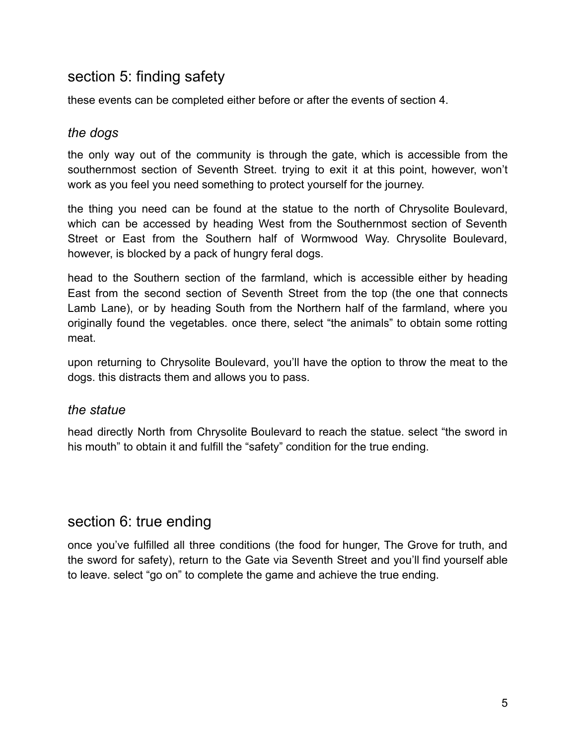## section 5: finding safety

these events can be completed either before or after the events of section 4.

### *the dogs*

the only way out of the community is through the gate, which is accessible from the southernmost section of Seventh Street. trying to exit it at this point, however, won't work as you feel you need something to protect yourself for the journey.

the thing you need can be found at the statue to the north of Chrysolite Boulevard, which can be accessed by heading West from the Southernmost section of Seventh Street or East from the Southern half of Wormwood Way. Chrysolite Boulevard, however, is blocked by a pack of hungry feral dogs.

head to the Southern section of the farmland, which is accessible either by heading East from the second section of Seventh Street from the top (the one that connects Lamb Lane), or by heading South from the Northern half of the farmland, where you originally found the vegetables. once there, select "the animals" to obtain some rotting meat.

upon returning to Chrysolite Boulevard, you'll have the option to throw the meat to the dogs. this distracts them and allows you to pass.

### *the statue*

head directly North from Chrysolite Boulevard to reach the statue. select "the sword in his mouth" to obtain it and fulfill the "safety" condition for the true ending.

## section 6: true ending

once you've fulfilled all three conditions (the food for hunger, The Grove for truth, and the sword for safety), return to the Gate via Seventh Street and you'll find yourself able to leave. select "go on" to complete the game and achieve the true ending.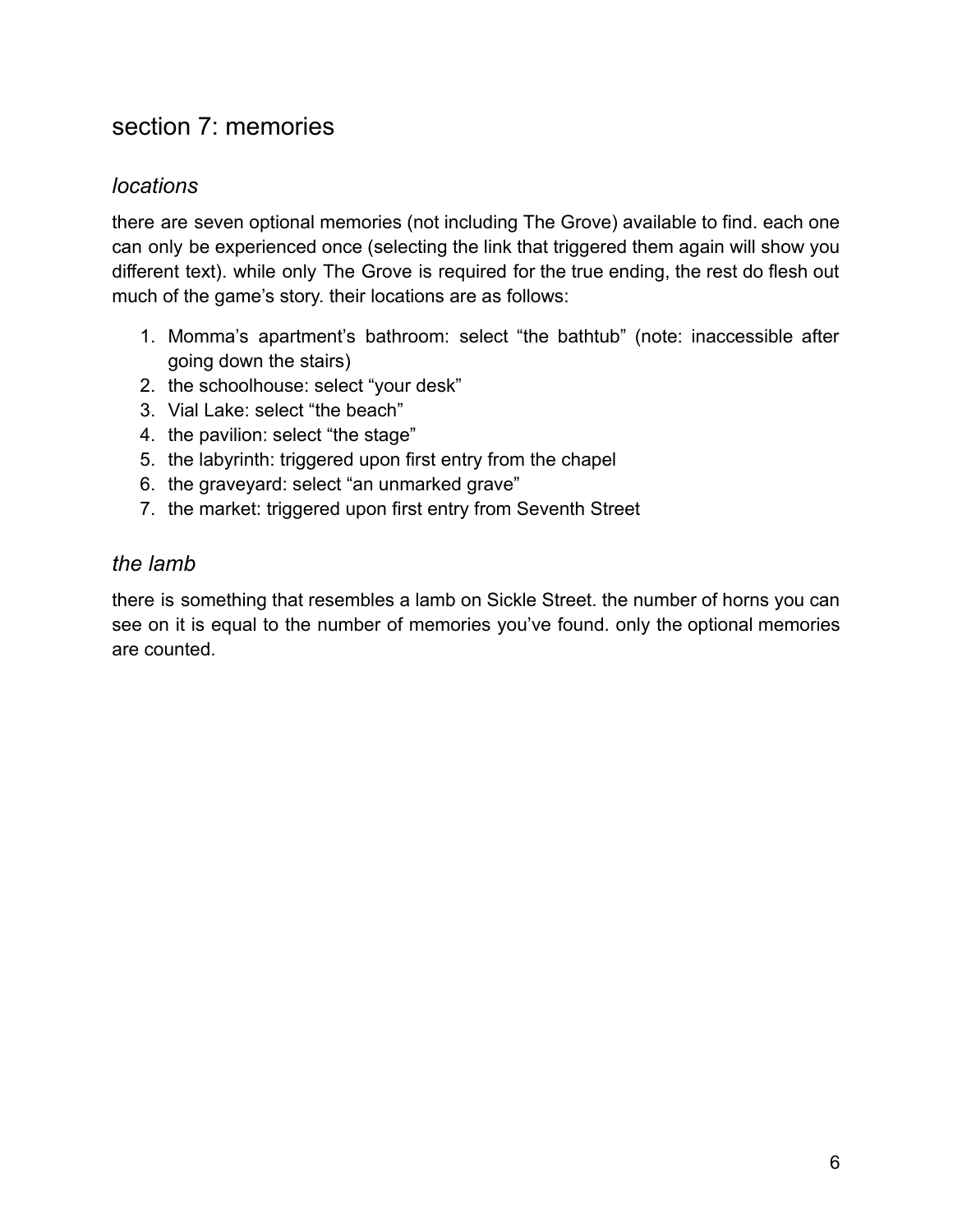## section 7: memories

### *locations*

there are seven optional memories (not including The Grove) available to find. each one can only be experienced once (selecting the link that triggered them again will show you different text). while only The Grove is required for the true ending, the rest do flesh out much of the game's story. their locations are as follows:

1. Momma's apartment's bathroom: select "the bathtub" (note: inaccessible after going down the stairs)
2. the schoolhouse: select "your desk"
3. Vial Lake: select "the beach"
4. the pavilion: select "the stage"
5. the labyrinth: triggered upon first entry from the chapel
6. the graveyard: select "an unmarked grave"
7. the market: triggered upon first entry from Seventh Street

### *the lamb*

there is something that resembles a lamb on Sickle Street. the number of horns you can see on it is equal to the number of memories you've found. only the optional memories are counted.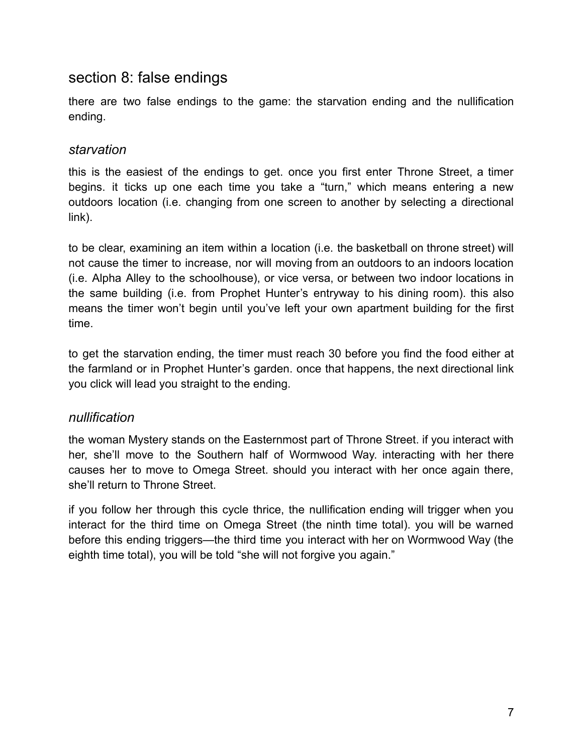## section 8: false endings

there are two false endings to the game: the starvation ending and the nullification ending.

### *starvation*

this is the easiest of the endings to get. once you first enter Throne Street, a timer begins. it ticks up one each time you take a "turn," which means entering a new outdoors location (i.e. changing from one screen to another by selecting a directional link).

to be clear, examining an item within a location (i.e. the basketball on throne street) will not cause the timer to increase, nor will moving from an outdoors to an indoors location (i.e. Alpha Alley to the schoolhouse), or vice versa, or between two indoor locations in the same building (i.e. from Prophet Hunter's entryway to his dining room). this also means the timer won't begin until you've left your own apartment building for the first time.

to get the starvation ending, the timer must reach 30 before you find the food either at the farmland or in Prophet Hunter's garden. once that happens, the next directional link you click will lead you straight to the ending.

### *nullification*

the woman Mystery stands on the Easternmost part of Throne Street. if you interact with her, she'll move to the Southern half of Wormwood Way. interacting with her there causes her to move to Omega Street. should you interact with her once again there, she'll return to Throne Street.

if you follow her through this cycle thrice, the nullification ending will trigger when you interact for the third time on Omega Street (the ninth time total). you will be warned before this ending triggers—the third time you interact with her on Wormwood Way (the eighth time total), you will be told "she will not forgive you again."